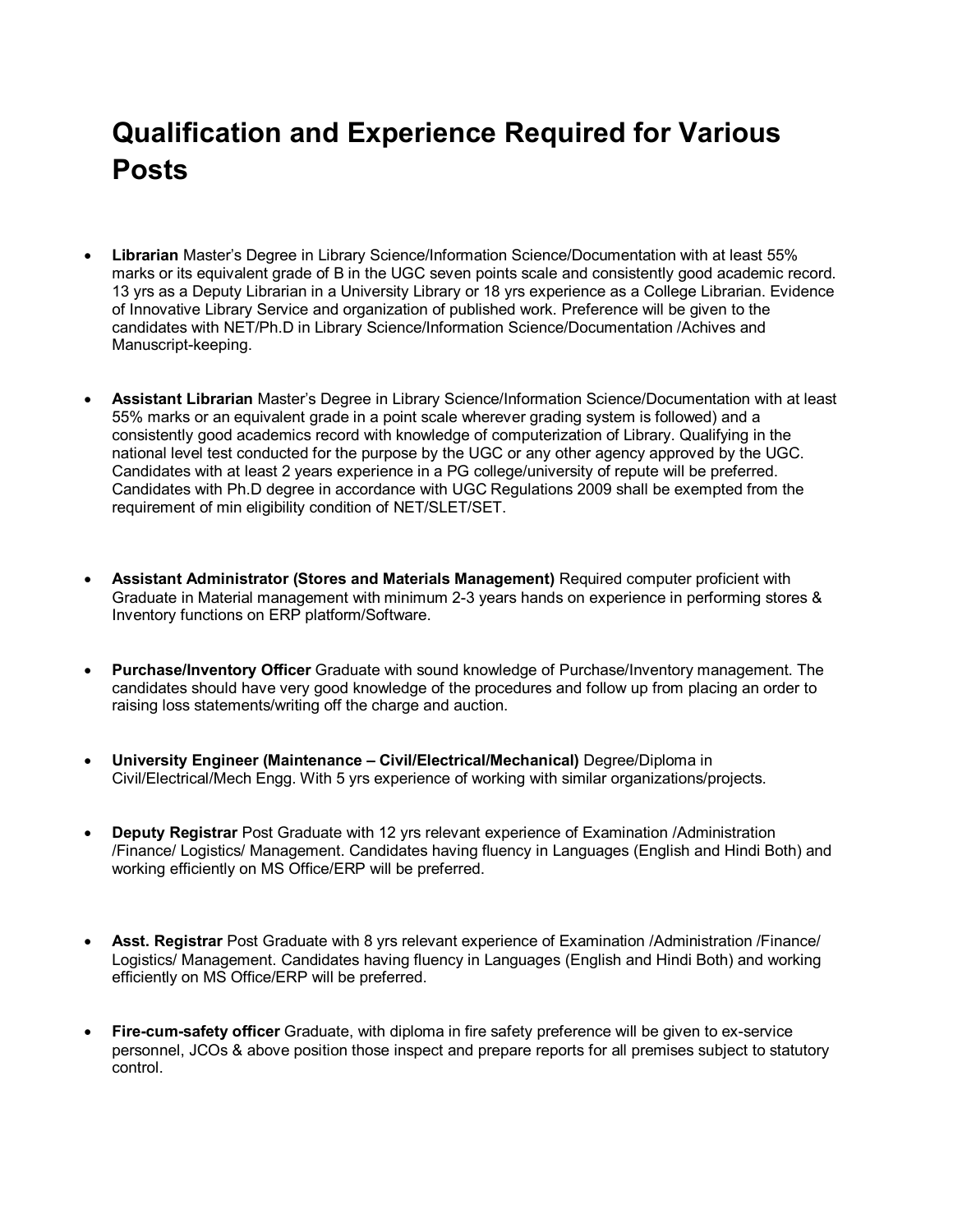# Qualification and Experience Required for Various Posts

- **Librarian** Master's Degree in Library Science/Information Science/Documentation with at least 55% marks or its equivalent grade of B in the UGC seven points scale and consistently good academic record. 13 yrs as a Deputy Librarian in a University Library or 18 yrs experience as a College Librarian. Evidence of Innovative Library Service and organization of published work. Preference will be given to the candidates with NET/Ph.D in Library Science/Information Science/Documentation /Achives and Manuscript-keeping.

- **Assistant Librarian** Master's Degree in Library Science/Information Science/Documentation with at least 55% marks or an equivalent grade in a point scale wherever grading system is followed) and a consistently good academics record with knowledge of computerization of Library. Qualifying in the national level test conducted for the purpose by the UGC or any other agency approved by the UGC. Candidates with at least 2 years experience in a PG college/university of repute will be preferred. Candidates with Ph.D degree in accordance with UGC Regulations 2009 shall be exempted from the requirement of min eligibility condition of NET/SLET/SET.

- **Assistant Administrator (Stores and Materials Management)** Required computer proficient with Graduate in Material management with minimum 2-3 years hands on experience in performing stores & Inventory functions on ERP platform/Software.

- **Purchase/Inventory Officer** Graduate with sound knowledge of Purchase/Inventory management. The candidates should have very good knowledge of the procedures and follow up from placing an order to raising loss statements/writing off the charge and auction.

- **University Engineer (Maintenance – Civil/Electrical/Mechanical)** Degree/Diploma in Civil/Electrical/Mech Engg. With 5 yrs experience of working with similar organizations/projects.

- **Deputy Registrar** Post Graduate with 12 yrs relevant experience of Examination /Administration /Finance/ Logistics/ Management. Candidates having fluency in Languages (English and Hindi Both) and working efficiently on MS Office/ERP will be preferred.

- **Asst. Registrar** Post Graduate with 8 yrs relevant experience of Examination /Administration /Finance/ Logistics/ Management. Candidates having fluency in Languages (English and Hindi Both) and working efficiently on MS Office/ERP will be preferred.

- **Fire-cum-safety officer** Graduate, with diploma in fire safety preference will be given to ex-service personnel, JCOs & above position those inspect and prepare reports for all premises subject to statutory control.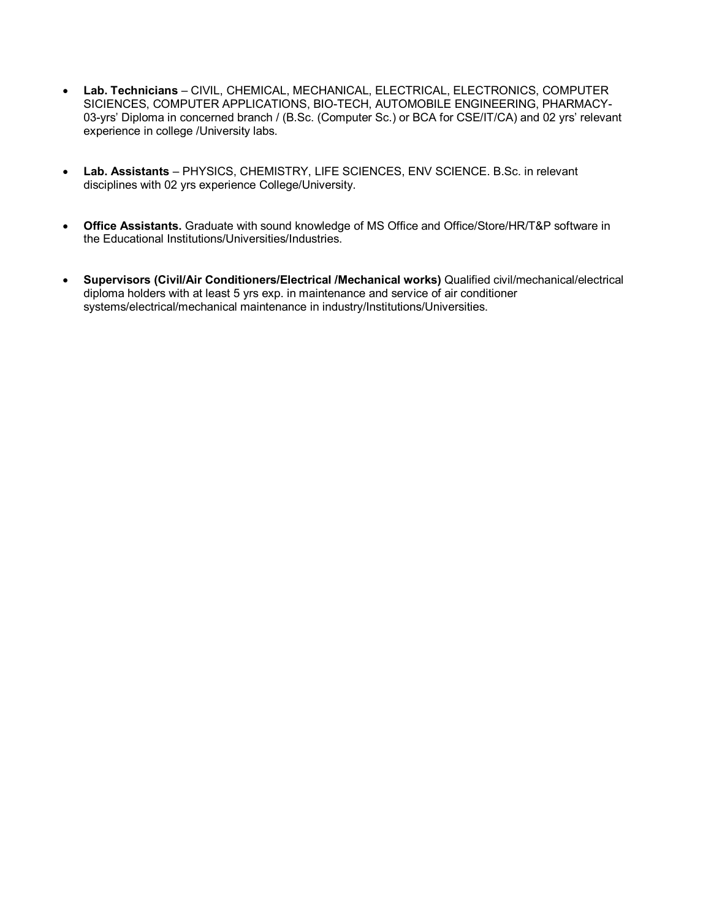- **Lab. Technicians** – CIVIL, CHEMICAL, MECHANICAL, ELECTRICAL, ELECTRONICS, COMPUTER SICIENCES, COMPUTER APPLICATIONS, BIO-TECH, AUTOMOBILE ENGINEERING, PHARMACY- 03-yrs' Diploma in concerned branch / (B.Sc. (Computer Sc.) or BCA for CSE/IT/CA) and 02 yrs' relevant experience in college /University labs.

- **Lab. Assistants** – PHYSICS, CHEMISTRY, LIFE SCIENCES, ENV SCIENCE. B.Sc. in relevant disciplines with 02 yrs experience College/University.

- **Office Assistants.** Graduate with sound knowledge of MS Office and Office/Store/HR/T&P software in the Educational Institutions/Universities/Industries.

- **Supervisors (Civil/Air Conditioners/Electrical /Mechanical works)** Qualified civil/mechanical/electrical diploma holders with at least 5 yrs exp. in maintenance and service of air conditioner systems/electrical/mechanical maintenance in industry/Institutions/Universities.